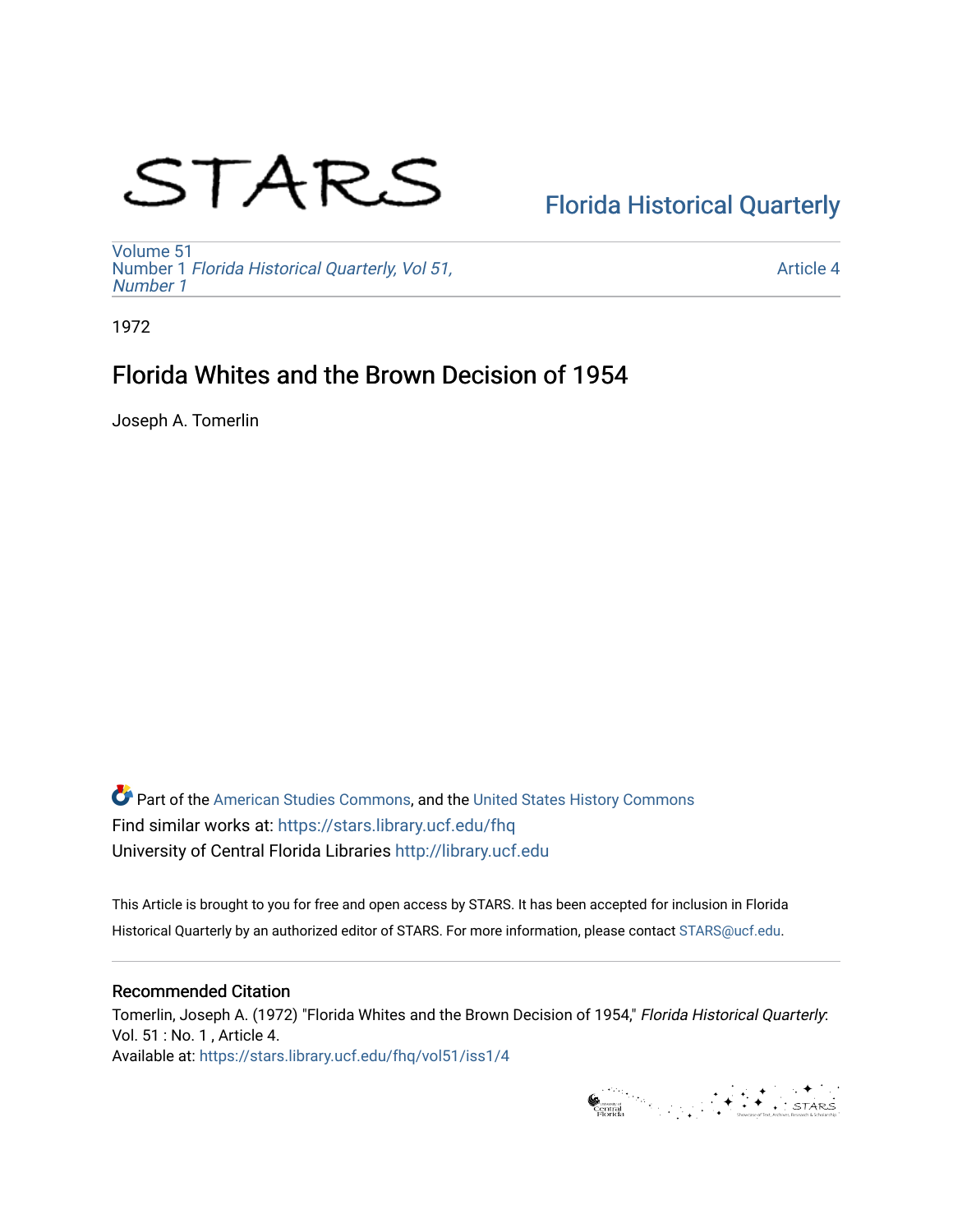# STARS

Florida Historical Quarterly

Volume 51
Number 1 *Florida Historical Quarterly, Vol 51, Number 1*

Article 4

1972

## Florida Whites and the Brown Decision of 1954

Joseph A. Tomerlin

Part of the American Studies Commons, and the United States History Commons
Find similar works at: https://stars.library.ucf.edu/fhq
University of Central Florida Libraries http://library.ucf.edu

This Article is brought to you for free and open access by STARS. It has been accepted for inclusion in Florida Historical Quarterly by an authorized editor of STARS. For more information, please contact STARS@ucf.edu.

### Recommended Citation

Tomerlin, Joseph A. (1972) "Florida Whites and the Brown Decision of 1954," *Florida Historical Quarterly*: Vol. 51 : No. 1 , Article 4.
Available at: https://stars.library.ucf.edu/fhq/vol51/iss1/4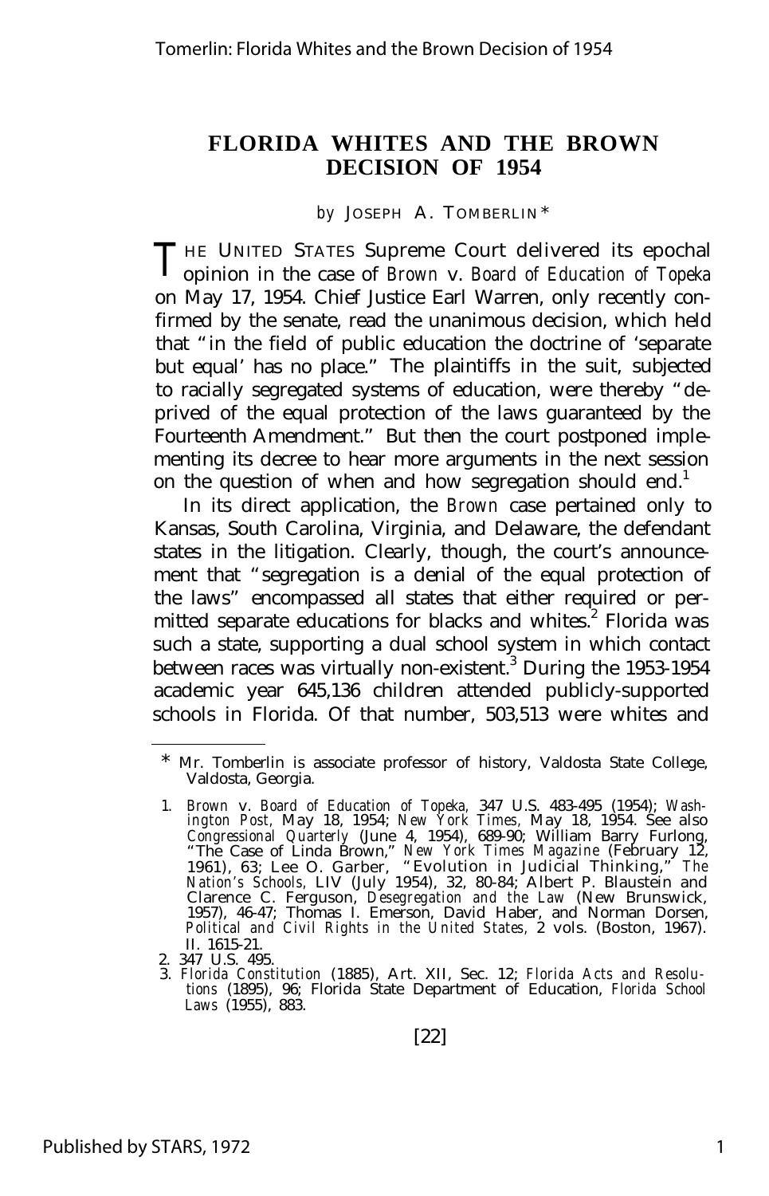# FLORIDA WHITES AND THE BROWN DECISION OF 1954

*by* JOSEPH A. TOMBERLIN*

THE UNITED STATES Supreme Court delivered its epochal opinion in the case of *Brown* v. *Board of Education of Topeka* on May 17, 1954. Chief Justice Earl Warren, only recently confirmed by the senate, read the unanimous decision, which held that "in the field of public education the doctrine of 'separate but equal' has no place." The plaintiffs in the suit, subjected to racially segregated systems of education, were thereby "deprived of the equal protection of the laws guaranteed by the Fourteenth Amendment." But then the court postponed implementing its decree to hear more arguments in the next session on the question of when and how segregation should end.[1]

In its direct application, the *Brown* case pertained only to Kansas, South Carolina, Virginia, and Delaware, the defendant states in the litigation. Clearly, though, the court's announcement that "segregation is a denial of the equal protection of the laws" encompassed all states that either required or permitted separate educations for blacks and whites.[2] Florida was such a state, supporting a dual school system in which contact between races was virtually non-existent.[3] During the 1953-1954 academic year 645,136 children attended publicly-supported schools in Florida. Of that number, 503,513 were whites and

---

\* Mr. Tomberlin is associate professor of history, Valdosta State College, Valdosta, Georgia.

1. *Brown* v. *Board of Education of Topeka,* 347 U.S. 483-495 (1954); *Washington Post,* May 18, 1954; *New York Times,* May 18, 1954. See also *Congressional Quarterly* (June 4, 1954), 689-90; William Barry Furlong, "The Case of Linda Brown," *New York Times Magazine* (February 12, 1961), 63; Lee O. Garber, "Evolution in Judicial Thinking," *The Nation's Schools,* LIV (July 1954), 32, 80-84; Albert P. Blaustein and Clarence C. Ferguson, *Desegregation and the Law* (New Brunswick, 1957), 46-47; Thomas I. Emerson, David Haber, and Norman Dorsen, *Political and Civil Rights in the United States,* 2 vols. (Boston, 1967). II. 1615-21.
2. 347 U.S. 495.
3. *Florida Constitution* (1885), Art. XII, Sec. 12; *Florida Acts and Resolutions* (1895), 96; Florida State Department of Education, *Florida School Laws* (1955), 883.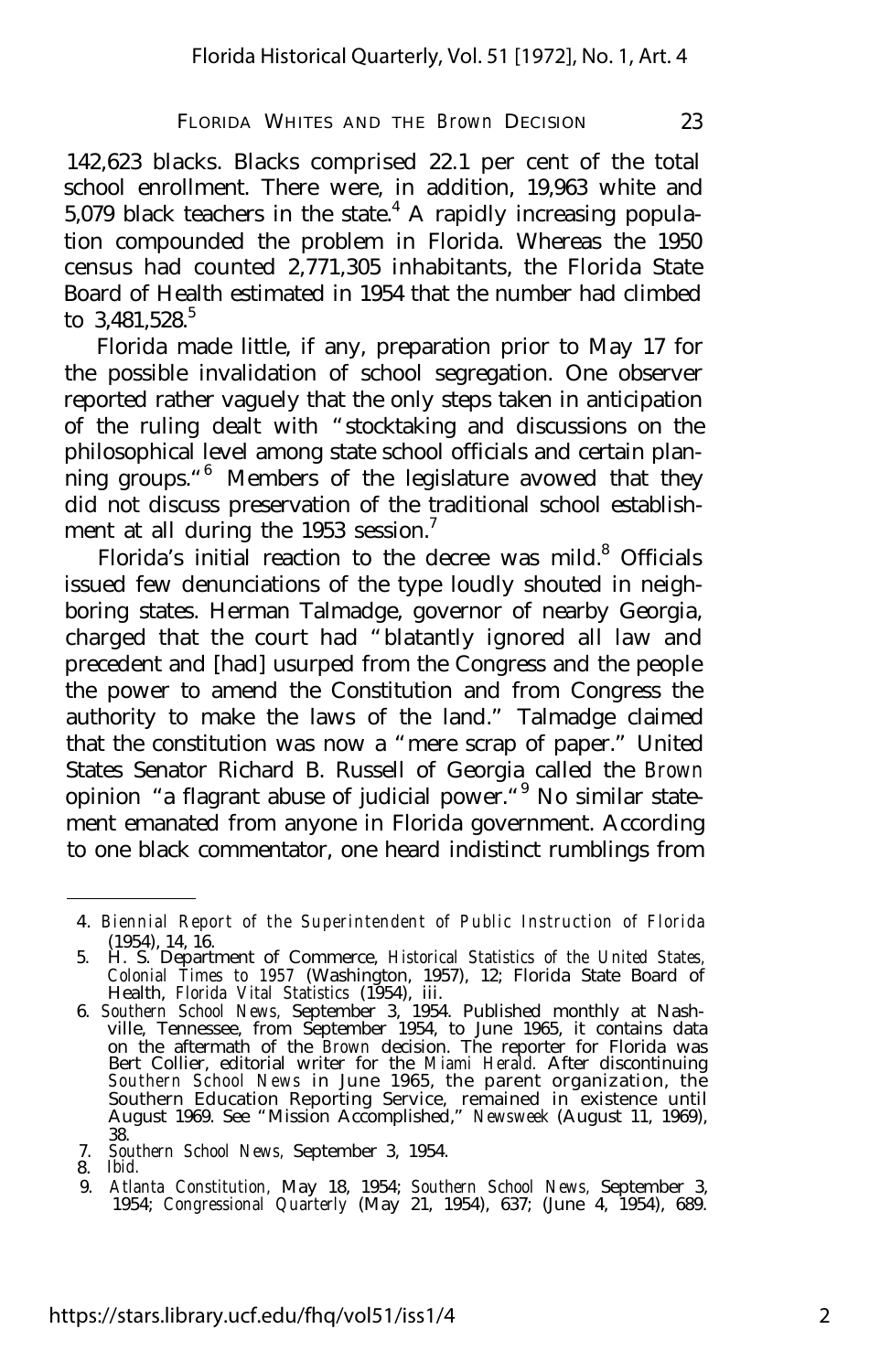142,623 blacks. Blacks comprised 22.1 per cent of the total school enrollment. There were, in addition, 19,963 white and 5,079 black teachers in the state.[4] A rapidly increasing population compounded the problem in Florida. Whereas the 1950 census had counted 2,771,305 inhabitants, the Florida State Board of Health estimated in 1954 that the number had climbed to 3,481,528.[5]

Florida made little, if any, preparation prior to May 17 for the possible invalidation of school segregation. One observer reported rather vaguely that the only steps taken in anticipation of the ruling dealt with "stocktaking and discussions on the philosophical level among state school officials and certain planning groups."[6] Members of the legislature avowed that they did not discuss preservation of the traditional school establishment at all during the 1953 session.[7]

Florida's initial reaction to the decree was mild.[8] Officials issued few denunciations of the type loudly shouted in neighboring states. Herman Talmadge, governor of nearby Georgia, charged that the court had "blatantly ignored all law and precedent and [had] usurped from the Congress and the people the power to amend the Constitution and from Congress the authority to make the laws of the land." Talmadge claimed that the constitution was now a "mere scrap of paper." United States Senator Richard B. Russell of Georgia called the *Brown* opinion "a flagrant abuse of judicial power."[9] No similar statement emanated from anyone in Florida government. According to one black commentator, one heard indistinct rumblings from

---

4. *Biennial Report of the Superintendent of Public Instruction of Florida* (1954), 14, 16.
5. H. S. Department of Commerce, *Historical Statistics of the United States, Colonial Times to 1957* (Washington, 1957), 12; Florida State Board of Health, *Florida Vital Statistics* (1954), iii.
6. *Southern School News,* September 3, 1954. Published monthly at Nashville, Tennessee, from September 1954, to June 1965, it contains data on the aftermath of the *Brown* decision. The reporter for Florida was Bert Collier, editorial writer for the *Miami Herald.* After discontinuing *Southern School News* in June 1965, the parent organization, the Southern Education Reporting Service, remained in existence until August 1969. See "Mission Accomplished," *Newsweek* (August 11, 1969), 38.
7. *Southern School News,* September 3, 1954.
8. *Ibid.*
9. *Atlanta Constitution,* May 18, 1954; *Southern School News,* September 3, 1954; *Congressional Quarterly* (May 21, 1954), 637; (June 4, 1954), 689.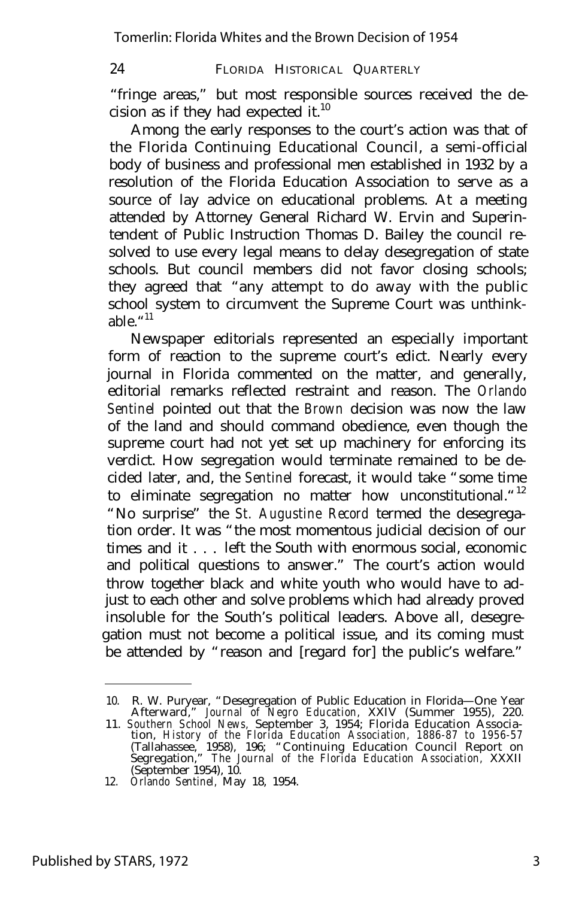"fringe areas," but most responsible sources received the decision as if they had expected it.[10]

Among the early responses to the court's action was that of the Florida Continuing Educational Council, a semi-official body of business and professional men established in 1932 by a resolution of the Florida Education Association to serve as a source of lay advice on educational problems. At a meeting attended by Attorney General Richard W. Ervin and Superintendent of Public Instruction Thomas D. Bailey the council resolved to use every legal means to delay desegregation of state schools. But council members did not favor closing schools; they agreed that "any attempt to do away with the public school system to circumvent the Supreme Court was unthinkable."[11]

Newspaper editorials represented an especially important form of reaction to the supreme court's edict. Nearly every journal in Florida commented on the matter, and generally, editorial remarks reflected restraint and reason. The *Orlando Sentinel* pointed out that the *Brown* decision was now the law of the land and should command obedience, even though the supreme court had not yet set up machinery for enforcing its verdict. How segregation would terminate remained to be decided later, and, the *Sentinel* forecast, it would take "some time to eliminate segregation no matter how unconstitutional."[12] "No surprise" the *St. Augustine Record* termed the desegregation order. It was "the most momentous judicial decision of our times and it . . . left the South with enormous social, economic and political questions to answer." The court's action would throw together black and white youth who would have to adjust to each other and solve problems which had already proved insoluble for the South's political leaders. Above all, desegregation must not become a political issue, and its coming must be attended by "reason and [regard for] the public's welfare."

---

10. R. W. Puryear, "Desegregation of Public Education in Florida—One Year Afterward," *Journal of Negro Education,* XXIV (Summer 1955), 220.
11. *Southern School News,* September 3, 1954; Florida Education Association, *History of the Florida Education Association, 1886-87 to 1956-57* (Tallahassee, 1958), 196; "Continuing Education Council Report on Segregation," *The Journal of the Florida Education Association,* XXXII (September 1954), 10.
12. *Orlando Sentinel,* May 18, 1954.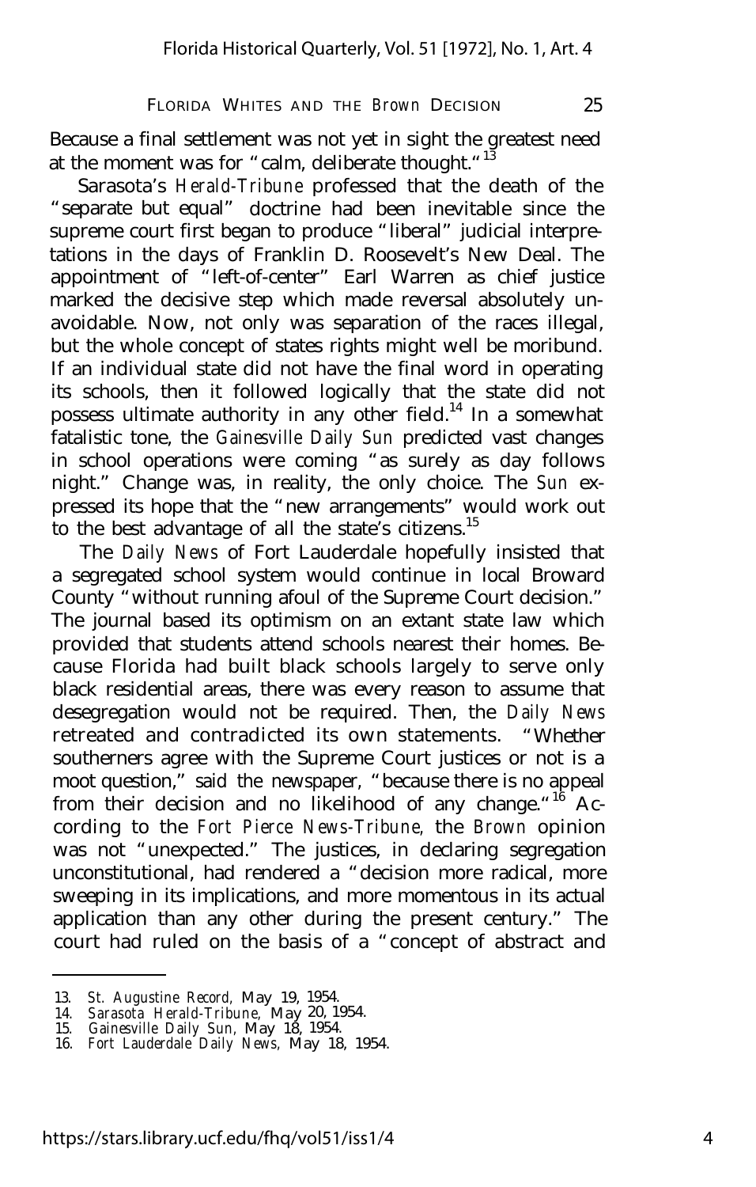Because a final settlement was not yet in sight the greatest need at the moment was for "calm, deliberate thought."[13]

Sarasota's *Herald-Tribune* professed that the death of the "separate but equal" doctrine had been inevitable since the supreme court first began to produce "liberal" judicial interpretations in the days of Franklin D. Roosevelt's New Deal. The appointment of "left-of-center" Earl Warren as chief justice marked the decisive step which made reversal absolutely unavoidable. Now, not only was separation of the races illegal, but the whole concept of states rights might well be moribund. If an individual state did not have the final word in operating its schools, then it followed logically that the state did not possess ultimate authority in any other field.[14] In a somewhat fatalistic tone, the *Gainesville Daily Sun* predicted vast changes in school operations were coming "as surely as day follows night." Change was, in reality, the only choice. The *Sun* expressed its hope that the "new arrangements" would work out to the best advantage of all the state's citizens.[15]

The *Daily News* of Fort Lauderdale hopefully insisted that a segregated school system would continue in local Broward County "without running afoul of the Supreme Court decision." The journal based its optimism on an extant state law which provided that students attend schools nearest their homes. Because Florida had built black schools largely to serve only black residential areas, there was every reason to assume that desegregation would not be required. Then, the *Daily News* retreated and contradicted its own statements. "Whether southerners agree with the Supreme Court justices or not is a moot question," said the newspaper, "because there is no appeal from their decision and no likelihood of any change."[16] According to the *Fort Pierce News-Tribune,* the *Brown* opinion was not "unexpected." The justices, in declaring segregation unconstitutional, had rendered a "decision more radical, more sweeping in its implications, and more momentous in its actual application than any other during the present century." The court had ruled on the basis of a "concept of abstract and

13. *St. Augustine Record,* May 19, 1954.
14. *Sarasota Herald-Tribune,* May 20, 1954.
15. *Gainesville Daily Sun,* May 18, 1954.
16. *Fort Lauderdale Daily News,* May 18, 1954.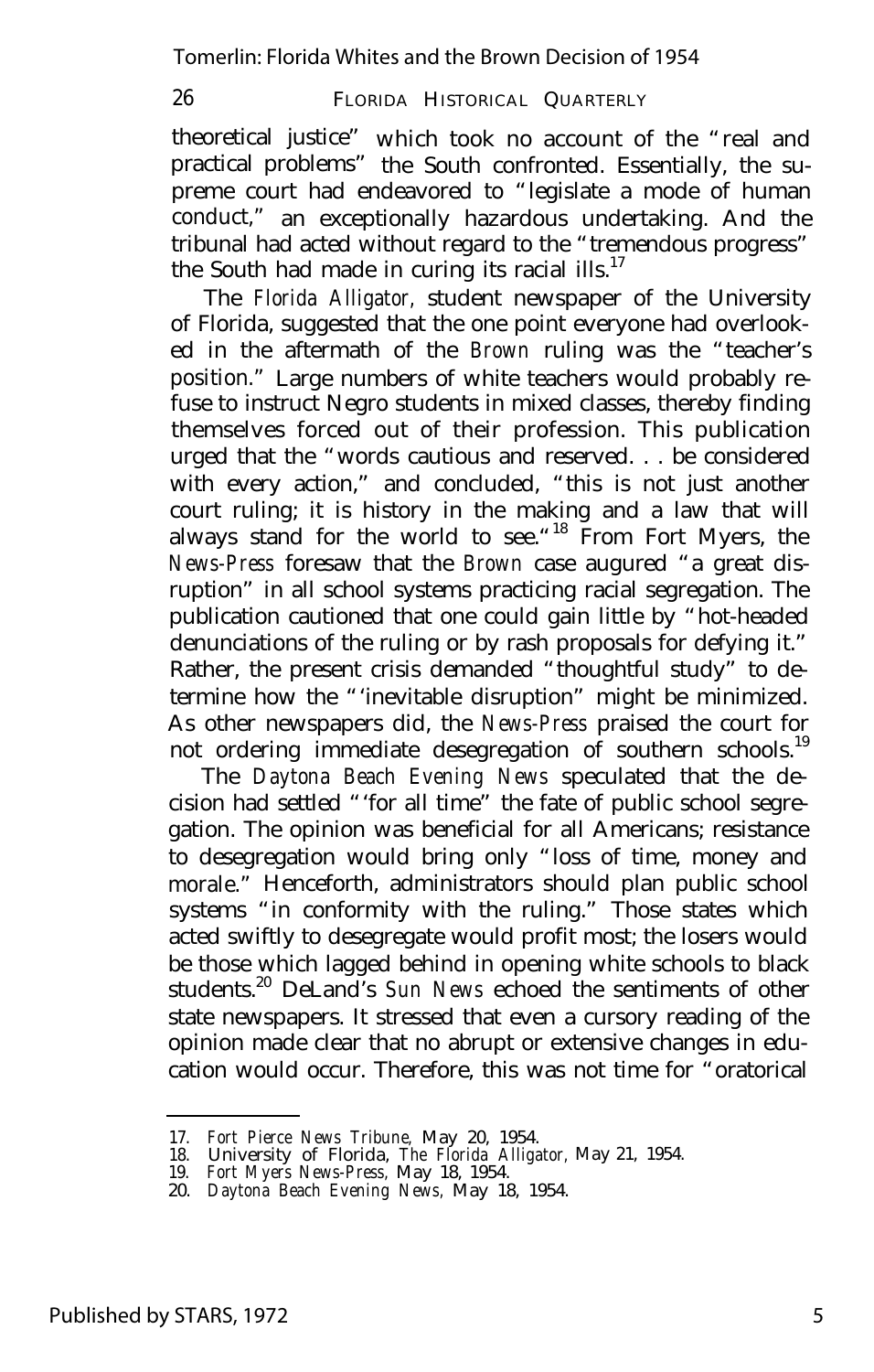theoretical justice" which took no account of the "real and practical problems" the South confronted. Essentially, the supreme court had endeavored to "legislate a mode of human conduct," an exceptionally hazardous undertaking. And the tribunal had acted without regard to the "tremendous progress" the South had made in curing its racial ills.[17]

The *Florida Alligator,* student newspaper of the University of Florida, suggested that the one point everyone had overlooked in the aftermath of the *Brown* ruling was the "teacher's position." Large numbers of white teachers would probably refuse to instruct Negro students in mixed classes, thereby finding themselves forced out of their profession. This publication urged that the "words cautious and reserved. . . be considered with every action," and concluded, "this is not just another court ruling; it is history in the making and a law that will always stand for the world to see."[18] From Fort Myers, the *News-Press* foresaw that the *Brown* case augured "a great disruption" in all school systems practicing racial segregation. The publication cautioned that one could gain little by "hot-headed denunciations of the ruling or by rash proposals for defying it." Rather, the present crisis demanded "thoughtful study" to determine how the "'inevitable disruption" might be minimized. As other newspapers did, the *News-Press* praised the court for not ordering immediate desegregation of southern schools.[19]

The *Daytona Beach Evening News* speculated that the decision had settled "'for all time" the fate of public school segregation. The opinion was beneficial for all Americans; resistance to desegregation would bring only "loss of time, money and morale." Henceforth, administrators should plan public school systems "in conformity with the ruling." Those states which acted swiftly to desegregate would profit most; the losers would be those which lagged behind in opening white schools to black students.[20] DeLand's *Sun News* echoed the sentiments of other state newspapers. It stressed that even a cursory reading of the opinion made clear that no abrupt or extensive changes in education would occur. Therefore, this was not time for "oratorical

17. *Fort Pierce News Tribune,* May 20, 1954.
18. University of Florida, *The Florida Alligator,* May 21, 1954.
19. *Fort Myers News-Press,* May 18, 1954.
20. *Daytona Beach Evening News,* May 18, 1954.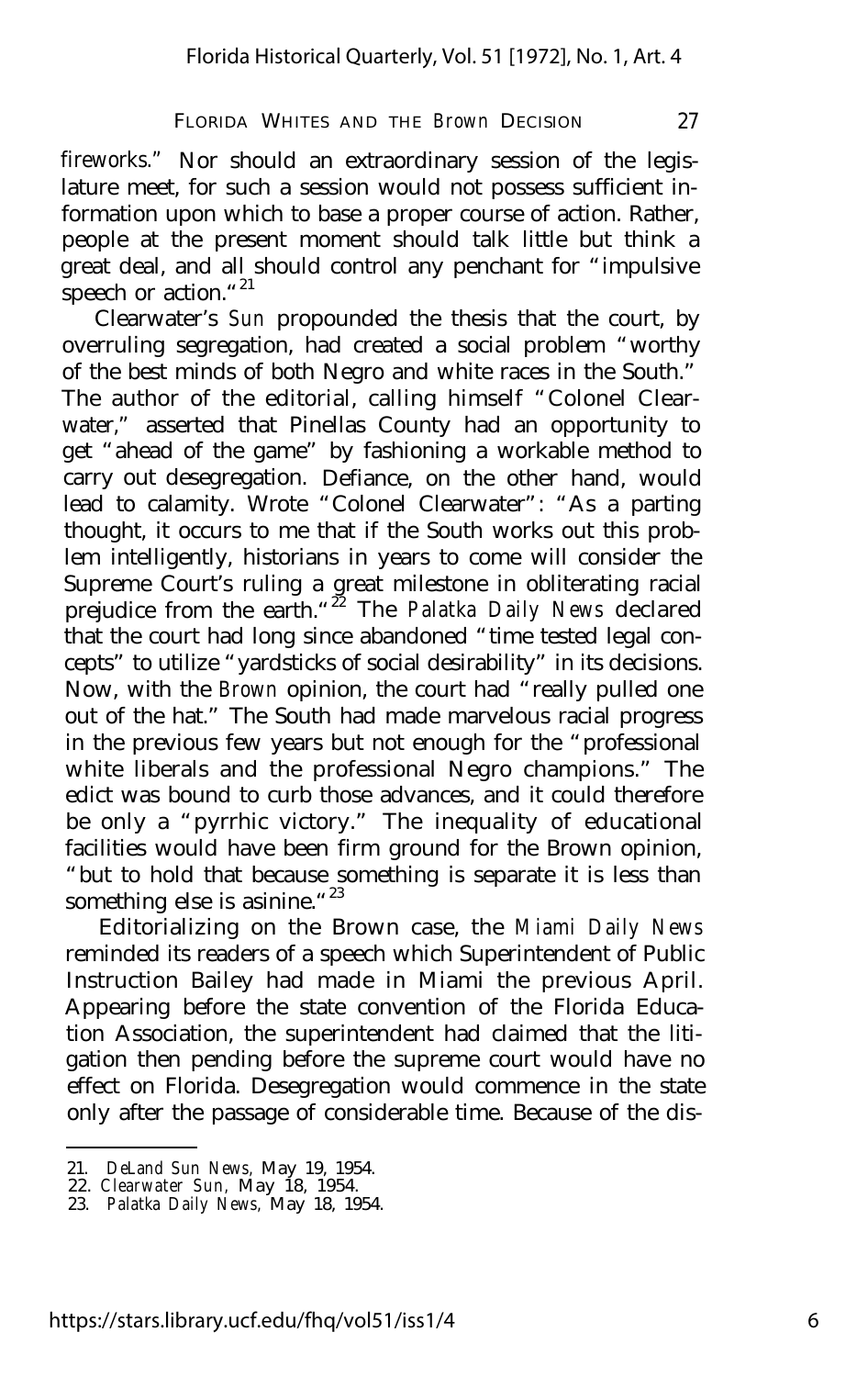fireworks." Nor should an extraordinary session of the legislature meet, for such a session would not possess sufficient information upon which to base a proper course of action. Rather, people at the present moment should talk little but think a great deal, and all should control any penchant for "impulsive speech or action."[21]

Clearwater's *Sun* propounded the thesis that the court, by overruling segregation, had created a social problem "worthy of the best minds of both Negro and white races in the South." The author of the editorial, calling himself "Colonel Clearwater," asserted that Pinellas County had an opportunity to get "ahead of the game" by fashioning a workable method to carry out desegregation. Defiance, on the other hand, would lead to calamity. Wrote "Colonel Clearwater": "As a parting thought, it occurs to me that if the South works out this problem intelligently, historians in years to come will consider the Supreme Court's ruling a great milestone in obliterating racial prejudice from the earth."[22] The *Palatka Daily News* declared that the court had long since abandoned "time tested legal concepts" to utilize "yardsticks of social desirability" in its decisions. Now, with the *Brown* opinion, the court had "really pulled one out of the hat." The South had made marvelous racial progress in the previous few years but not enough for the "professional white liberals and the professional Negro champions." The edict was bound to curb those advances, and it could therefore be only a "pyrrhic victory." The inequality of educational facilities would have been firm ground for the Brown opinion, "but to hold that because something is separate it is less than something else is asinine."[23]

Editorializing on the Brown case, the *Miami Daily News* reminded its readers of a speech which Superintendent of Public Instruction Bailey had made in Miami the previous April. Appearing before the state convention of the Florida Education Association, the superintendent had claimed that the litigation then pending before the supreme court would have no effect on Florida. Desegregation would commence in the state only after the passage of considerable time. Because of the dis-

21. *DeLand Sun News,* May 19, 1954.
22. *Clearwater Sun,* May 18, 1954.
23. *Palatka Daily News,* May 18, 1954.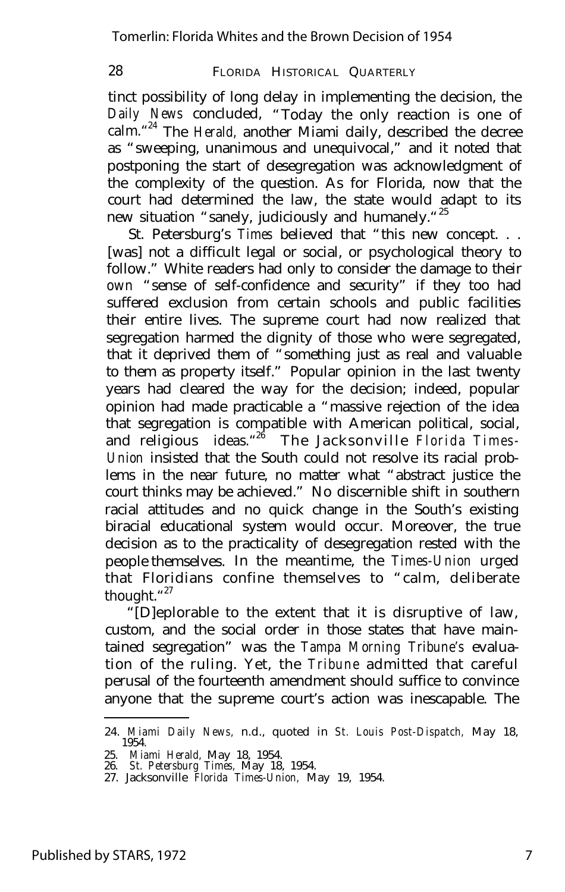tinct possibility of long delay in implementing the decision, the *Daily News* concluded, "Today the only reaction is one of calm."[24] The *Herald,* another Miami daily, described the decree as "sweeping, unanimous and unequivocal," and it noted that postponing the start of desegregation was acknowledgment of the complexity of the question. As for Florida, now that the court had determined the law, the state would adapt to its new situation "sanely, judiciously and humanely."[25]

St. Petersburg's *Times* believed that "this new concept. . . [was] not a difficult legal or social, or psychological theory to follow." White readers had only to consider the damage to their *own* "sense of self-confidence and security" if they too had suffered exclusion from certain schools and public facilities their entire lives. The supreme court had now realized that segregation harmed the dignity of those who were segregated, that it deprived them of "something just as real and valuable to them as property itself." Popular opinion in the last twenty years had cleared the way for the decision; indeed, popular opinion had made practicable a "massive rejection of the idea that segregation is compatible with American political, social, and religious ideas."[26] The Jacksonville *Florida Times-Union* insisted that the South could not resolve its racial problems in the near future, no matter what "abstract justice the court thinks may be achieved." No discernible shift in southern racial attitudes and no quick change in the South's existing biracial educational system would occur. Moreover, the true decision as to the practicality of desegregation rested with the people themselves. In the meantime, the *Times-Union* urged that Floridians confine themselves to "calm, deliberate thought."[27]

"[D]eplorable to the extent that it is disruptive of law, custom, and the social order in those states that have maintained segregation" was the *Tampa Morning Tribune's* evaluation of the ruling. Yet, the *Tribune* admitted that careful perusal of the fourteenth amendment should suffice to convince anyone that the supreme court's action was inescapable. The

---

24. *Miami Daily News,* n.d., quoted in *St. Louis Post-Dispatch,* May 18, 1954.
25. *Miami Herald,* May 18, 1954.
26. *St. Petersburg Times,* May 18, 1954.
27. Jacksonville *Florida Times-Union,* May 19, 1954.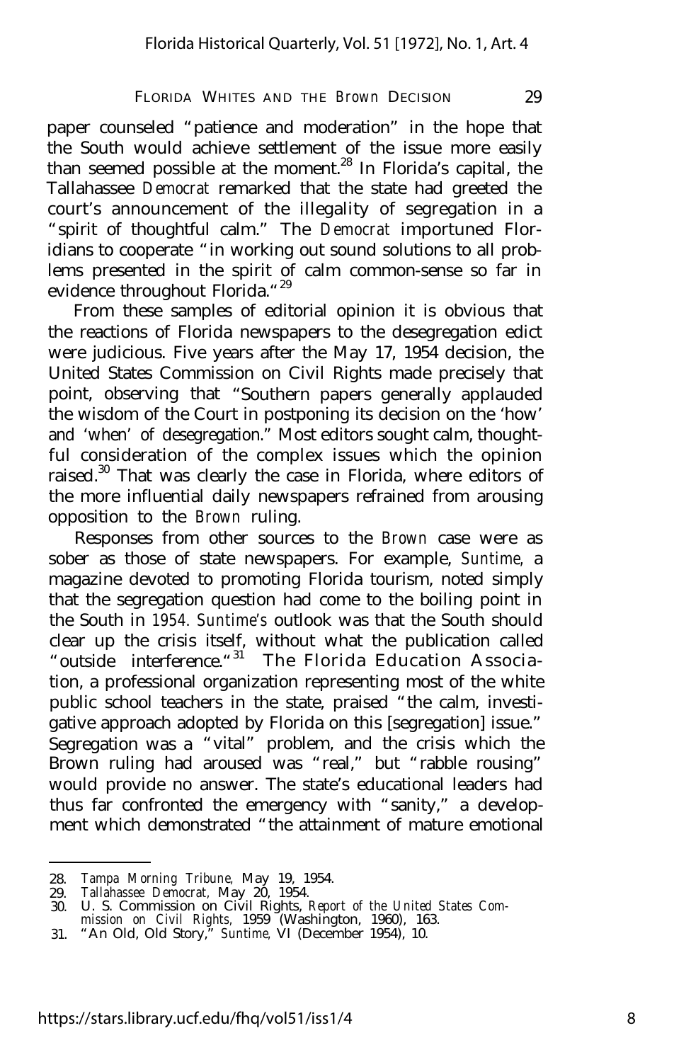paper counseled "patience and moderation" in the hope that the South would achieve settlement of the issue more easily than seemed possible at the moment.[28] In Florida's capital, the Tallahassee *Democrat* remarked that the state had greeted the court's announcement of the illegality of segregation in a "spirit of thoughtful calm." The *Democrat* importuned Floridians to cooperate "in working out sound solutions to all problems presented in the spirit of calm common-sense so far in evidence throughout Florida."[29]

From these samples of editorial opinion it is obvious that the reactions of Florida newspapers to the desegregation edict were judicious. Five years after the May 17, 1954 decision, the United States Commission on Civil Rights made precisely that point, observing that "Southern papers generally applauded the wisdom of the Court in postponing its decision on the 'how' and 'when' of desegregation." Most editors sought calm, thoughtful consideration of the complex issues which the opinion raised.[30] That was clearly the case in Florida, where editors of the more influential daily newspapers refrained from arousing opposition to the *Brown* ruling.

Responses from other sources to the *Brown* case were as sober as those of state newspapers. For example, *Suntime,* a magazine devoted to promoting Florida tourism, noted simply that the segregation question had come to the boiling point in the South in 1954. *Suntime's* outlook was that the South should clear up the crisis itself, without what the publication called "outside interference."[31] The Florida Education Association, a professional organization representing most of the white public school teachers in the state, praised "the calm, investigative approach adopted by Florida on this [segregation] issue." Segregation was a "vital" problem, and the crisis which the Brown ruling had aroused was "real," but "rabble rousing" would provide no answer. The state's educational leaders had thus far confronted the emergency with "sanity," a development which demonstrated "the attainment of mature emotional

---

28. *Tampa Morning Tribune,* May 19, 1954.
29. *Tallahassee Democrat,* May 20, 1954.
30. U. S. Commission on Civil Rights, *Report of the United States Commission on Civil Rights,* 1959 (Washington, 1960), 163.
31. "An Old, Old Story," *Suntime,* VI (December 1954), 10.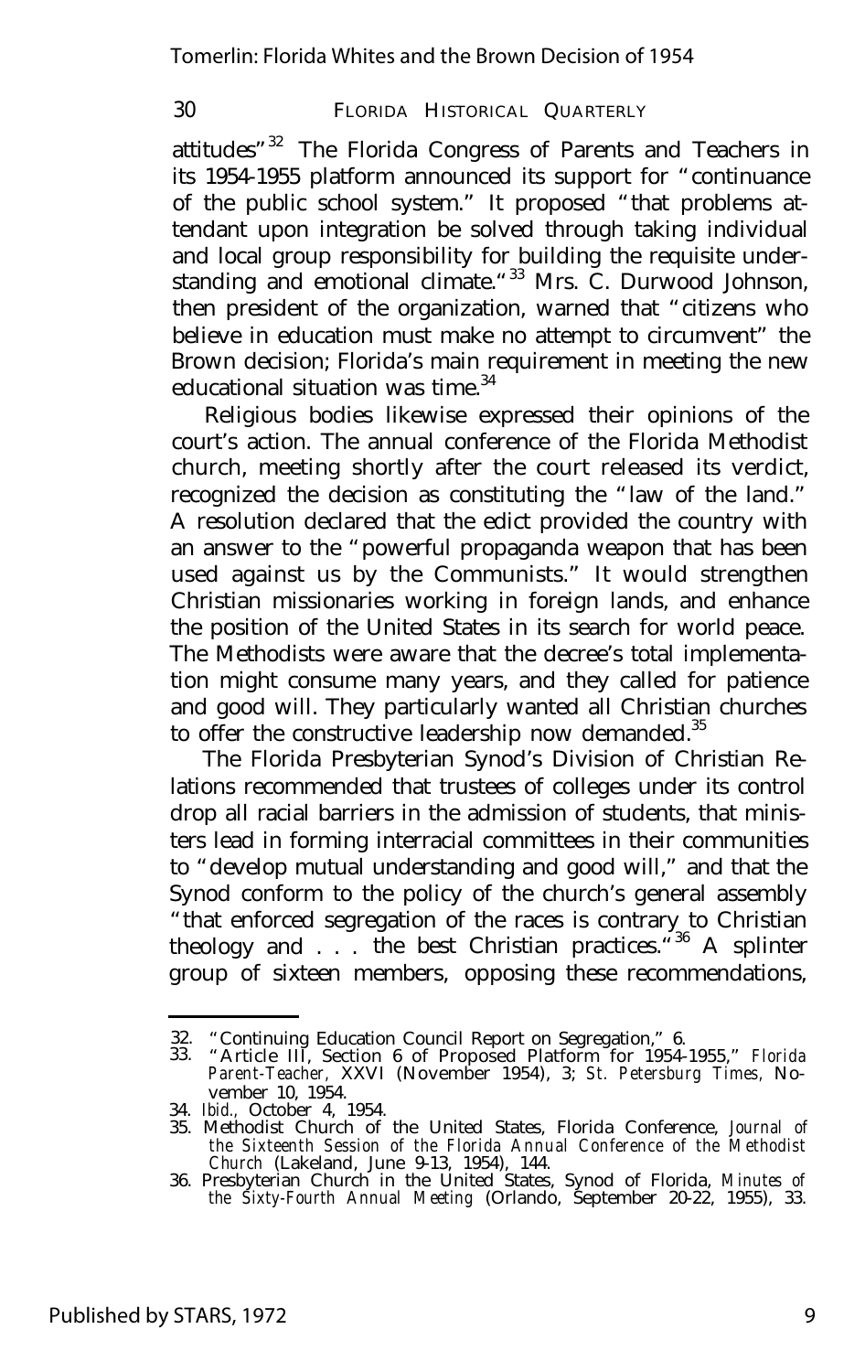attitudes"[32] The Florida Congress of Parents and Teachers in its 1954-1955 platform announced its support for "continuance of the public school system." It proposed "that problems attendant upon integration be solved through taking individual and local group responsibility for building the requisite understanding and emotional climate."[33] Mrs. C. Durwood Johnson, then president of the organization, warned that "citizens who believe in education must make no attempt to circumvent" the Brown decision; Florida's main requirement in meeting the new educational situation was time.[34]

Religious bodies likewise expressed their opinions of the court's action. The annual conference of the Florida Methodist church, meeting shortly after the court released its verdict, recognized the decision as constituting the "law of the land." A resolution declared that the edict provided the country with an answer to the "powerful propaganda weapon that has been used against us by the Communists." It would strengthen Christian missionaries working in foreign lands, and enhance the position of the United States in its search for world peace. The Methodists were aware that the decree's total implementation might consume many years, and they called for patience and good will. They particularly wanted all Christian churches to offer the constructive leadership now demanded.[35]

The Florida Presbyterian Synod's Division of Christian Relations recommended that trustees of colleges under its control drop all racial barriers in the admission of students, that ministers lead in forming interracial committees in their communities to "develop mutual understanding and good will," and that the Synod conform to the policy of the church's general assembly "that enforced segregation of the races is contrary to Christian theology and . . . the best Christian practices."[36] A splinter group of sixteen members, opposing these recommendations,

---

32. "Continuing Education Council Report on Segregation," 6.
33. "Article III, Section 6 of Proposed Platform for 1954-1955," *Florida Parent-Teacher,* XXVI (November 1954), 3; *St. Petersburg Times,* November 10, 1954.
34. *Ibid.,* October 4, 1954.
35. Methodist Church of the United States, Florida Conference, *Journal of the Sixteenth Session of the Florida Annual Conference of the Methodist Church* (Lakeland, June 9-13, 1954), 144.
36. Presbyterian Church in the United States, Synod of Florida, *Minutes of the Sixty-Fourth Annual Meeting* (Orlando, September 20-22, 1955), 33.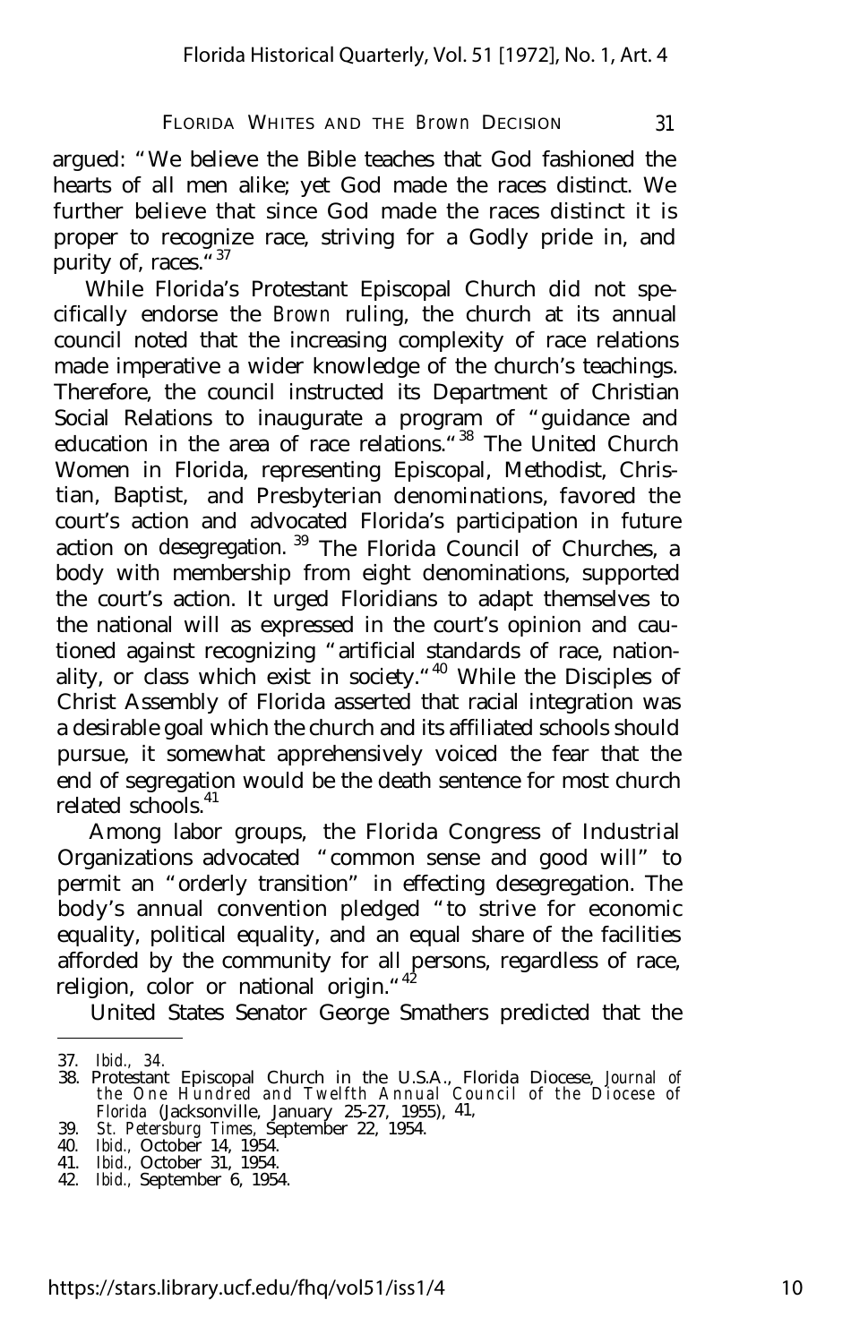argued: "We believe the Bible teaches that God fashioned the hearts of all men alike; yet God made the races distinct. We further believe that since God made the races distinct it is proper to recognize race, striving for a Godly pride in, and purity of, races."[37]

While Florida's Protestant Episcopal Church did not specifically endorse the *Brown* ruling, the church at its annual council noted that the increasing complexity of race relations made imperative a wider knowledge of the church's teachings. Therefore, the council instructed its Department of Christian Social Relations to inaugurate a program of "guidance and education in the area of race relations."[38] The United Church Women in Florida, representing Episcopal, Methodist, Christian, Baptist, and Presbyterian denominations, favored the court's action and advocated Florida's participation in future action on desegregation.[39] The Florida Council of Churches, a body with membership from eight denominations, supported the court's action. It urged Floridians to adapt themselves to the national will as expressed in the court's opinion and cautioned against recognizing "artificial standards of race, nationality, or class which exist in society."[40] While the Disciples of Christ Assembly of Florida asserted that racial integration was a desirable goal which the church and its affiliated schools should pursue, it somewhat apprehensively voiced the fear that the end of segregation would be the death sentence for most church related schools.[41]

Among labor groups, the Florida Congress of Industrial Organizations advocated "common sense and good will" to permit an "orderly transition" in effecting desegregation. The body's annual convention pledged "to strive for economic equality, political equality, and an equal share of the facilities afforded by the community for all persons, regardless of race, religion, color or national origin."[42]

United States Senator George Smathers predicted that the

---

37. *Ibid.*, 34.
38. Protestant Episcopal Church in the U.S.A., Florida Diocese, *Journal of the One Hundred and Twelfth Annual Council of the Diocese of Florida* (Jacksonville, January 25-27, 1955), 41,
39. *St. Petersburg Times*, September 22, 1954.
40. *Ibid.*, October 14, 1954.
41. *Ibid.*, October 31, 1954.
42. *Ibid.*, September 6, 1954.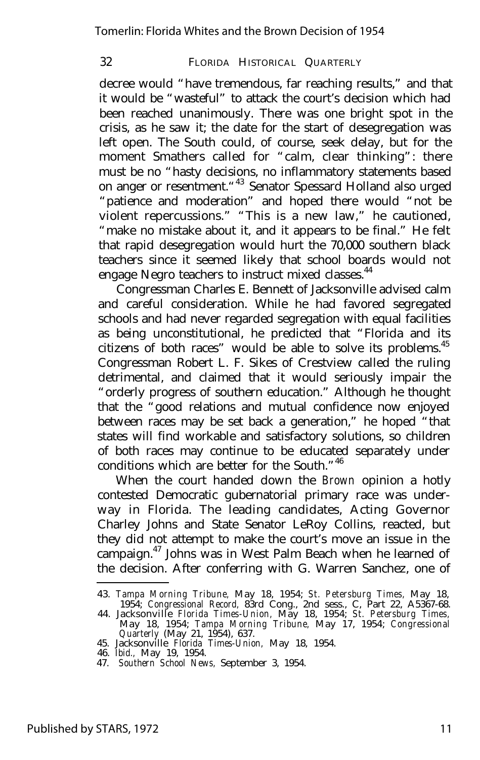decree would "have tremendous, far reaching results," and that it would be "wasteful" to attack the court's decision which had been reached unanimously. There was one bright spot in the crisis, as he saw it; the date for the start of desegregation was left open. The South could, of course, seek delay, but for the moment Smathers called for "calm, clear thinking": there must be no "hasty decisions, no inflammatory statements based on anger or resentment."[43] Senator Spessard Holland also urged "patience and moderation" and hoped there would "not be violent repercussions." "This is a new law," he cautioned, "make no mistake about it, and it appears to be final." He felt that rapid desegregation would hurt the 70,000 southern black teachers since it seemed likely that school boards would not engage Negro teachers to instruct mixed classes.[44]

Congressman Charles E. Bennett of Jacksonville advised calm and careful consideration. While he had favored segregated schools and had never regarded segregation with equal facilities as being unconstitutional, he predicted that "Florida and its citizens of both races" would be able to solve its problems.[45] Congressman Robert L. F. Sikes of Crestview called the ruling detrimental, and claimed that it would seriously impair the "orderly progress of southern education." Although he thought that the "good relations and mutual confidence now enjoyed between races may be set back a generation," he hoped "that states will find workable and satisfactory solutions, so children of both races may continue to be educated separately under conditions which are better for the South."[46]

When the court handed down the *Brown* opinion a hotly contested Democratic gubernatorial primary race was underway in Florida. The leading candidates, Acting Governor Charley Johns and State Senator LeRoy Collins, reacted, but they did not attempt to make the court's move an issue in the campaign.[47] Johns was in West Palm Beach when he learned of the decision. After conferring with G. Warren Sanchez, one of

---

43. *Tampa Morning Tribune,* May 18, 1954; *St. Petersburg Times,* May 18, 1954; *Congressional Record,* 83rd Cong., 2nd sess., C, Part 22, A5367-68.
44. Jacksonville *Florida Times-Union,* May 18, 1954; *St. Petersburg Times,* May 18, 1954; *Tampa Morning Tribune,* May 17, 1954; *Congressional Quarterly* (May 21, 1954), 637.
45. Jacksonville *Florida Times-Union,* May 18, 1954.
46. *Ibid.,* May 19, 1954.
47. *Southern School News,* September 3, 1954.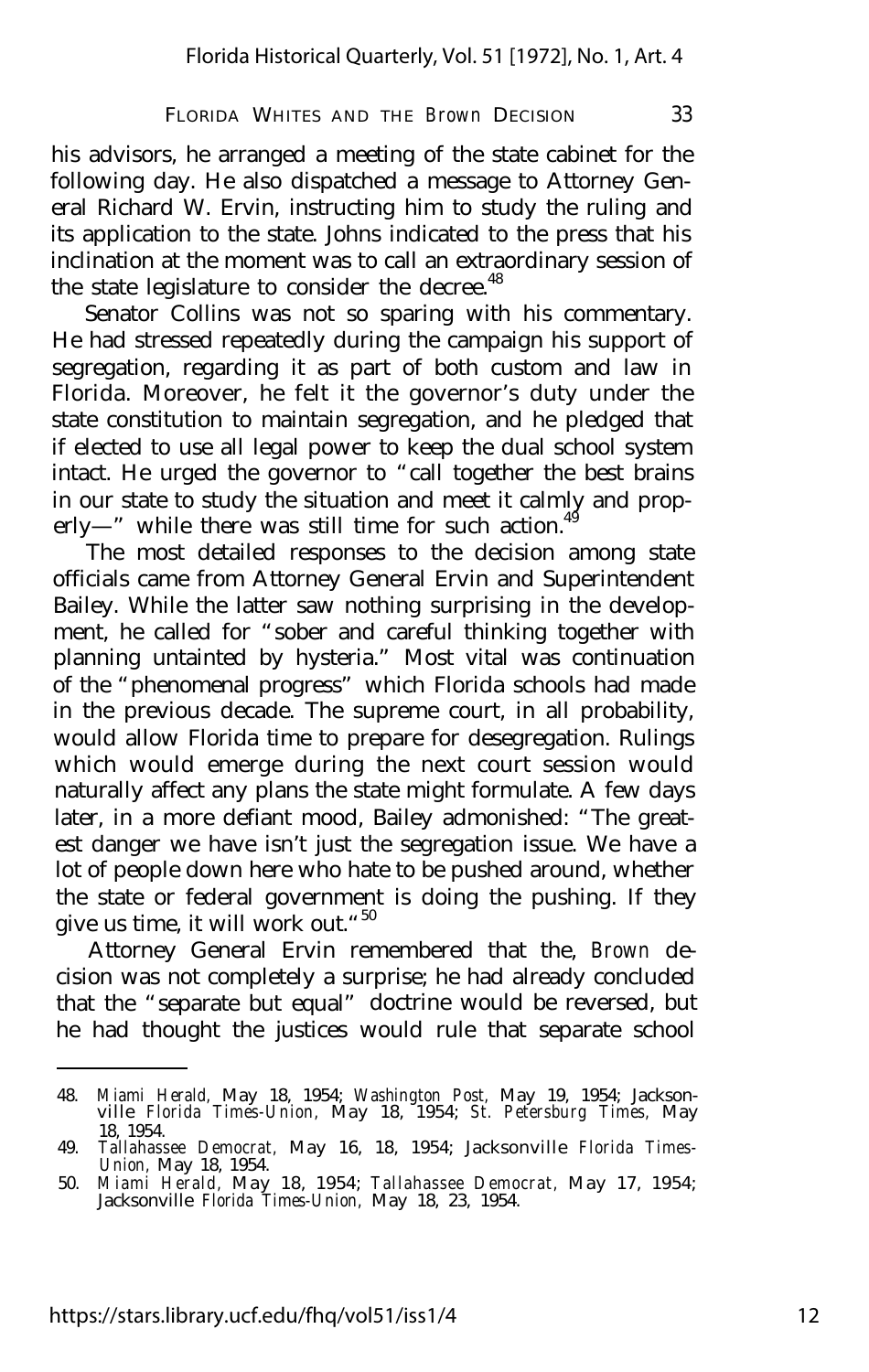his advisors, he arranged a meeting of the state cabinet for the following day. He also dispatched a message to Attorney General Richard W. Ervin, instructing him to study the ruling and its application to the state. Johns indicated to the press that his inclination at the moment was to call an extraordinary session of the state legislature to consider the decree.[48]

Senator Collins was not so sparing with his commentary. He had stressed repeatedly during the campaign his support of segregation, regarding it as part of both custom and law in Florida. Moreover, he felt it the governor's duty under the state constitution to maintain segregation, and he pledged that if elected to use all legal power to keep the dual school system intact. He urged the governor to "call together the best brains in our state to study the situation and meet it calmly and properly—" while there was still time for such action.[49]

The most detailed responses to the decision among state officials came from Attorney General Ervin and Superintendent Bailey. While the latter saw nothing surprising in the development, he called for "sober and careful thinking together with planning untainted by hysteria." Most vital was continuation of the "phenomenal progress" which Florida schools had made in the previous decade. The supreme court, in all probability, would allow Florida time to prepare for desegregation. Rulings which would emerge during the next court session would naturally affect any plans the state might formulate. A few days later, in a more defiant mood, Bailey admonished: "The greatest danger we have isn't just the segregation issue. We have a lot of people down here who hate to be pushed around, whether the state or federal government is doing the pushing. If they give us time, it will work out."[50]

Attorney General Ervin remembered that the, *Brown* decision was not completely a surprise; he had already concluded that the "separate but equal" doctrine would be reversed, but he had thought the justices would rule that separate school

48. *Miami Herald,* May 18, 1954; *Washington Post,* May 19, 1954; Jacksonville *Florida Times-Union,* May 18, 1954; *St. Petersburg Times,* May 18, 1954.
49. *Tallahassee Democrat,* May 16, 18, 1954; Jacksonville *Florida Times-Union,* May 18, 1954.
50. *Miami Herald,* May 18, 1954; *Tallahassee Democrat,* May 17, 1954; Jacksonville *Florida Times-Union,* May 18, 23, 1954.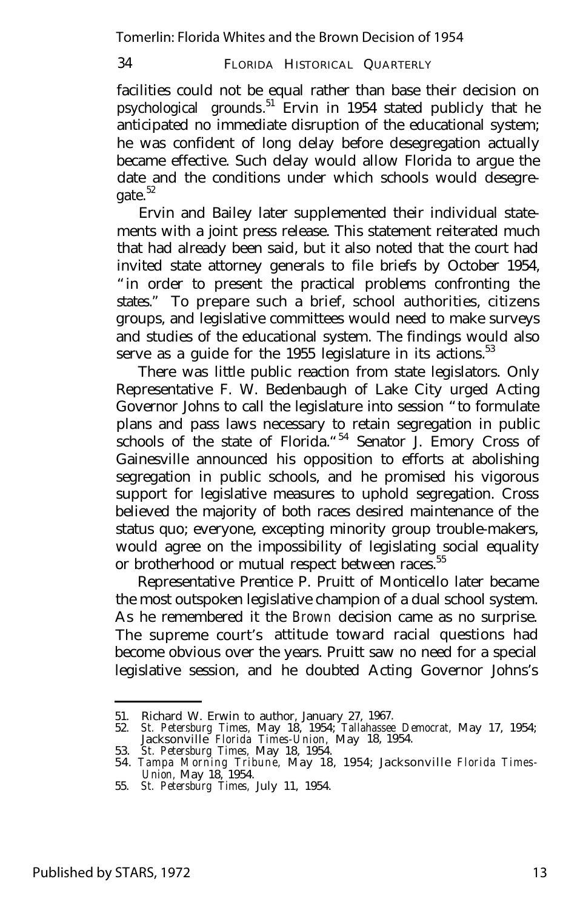facilities could not be equal rather than base their decision on psychological grounds.[51] Ervin in 1954 stated publicly that he anticipated no immediate disruption of the educational system; he was confident of long delay before desegregation actually became effective. Such delay would allow Florida to argue the date and the conditions under which schools would desegregate.[52]

Ervin and Bailey later supplemented their individual statements with a joint press release. This statement reiterated much that had already been said, but it also noted that the court had invited state attorney generals to file briefs by October 1954, "in order to present the practical problems confronting the states." To prepare such a brief, school authorities, citizens groups, and legislative committees would need to make surveys and studies of the educational system. The findings would also serve as a guide for the 1955 legislature in its actions.[53]

There was little public reaction from state legislators. Only Representative F. W. Bedenbaugh of Lake City urged Acting Governor Johns to call the legislature into session "to formulate plans and pass laws necessary to retain segregation in public schools of the state of Florida."[54] Senator J. Emory Cross of Gainesville announced his opposition to efforts at abolishing segregation in public schools, and he promised his vigorous support for legislative measures to uphold segregation. Cross believed the majority of both races desired maintenance of the status quo; everyone, excepting minority group trouble-makers, would agree on the impossibility of legislating social equality or brotherhood or mutual respect between races.[55]

Representative Prentice P. Pruitt of Monticello later became the most outspoken legislative champion of a dual school system. As he remembered it the *Brown* decision came as no surprise. The supreme court's attitude toward racial questions had become obvious over the years. Pruitt saw no need for a special legislative session, and he doubted Acting Governor Johns's

---

51. Richard W. Erwin to author, January 27, 1967.
52. *St. Petersburg Times,* May 18, 1954; *Tallahassee Democrat,* May 17, 1954; Jacksonville *Florida Times-Union,* May 18, 1954.
53. *St. Petersburg Times,* May 18, 1954.
54. *Tampa Morning Tribune,* May 18, 1954; Jacksonville *Florida Times-Union,* May 18, 1954.
55. *St. Petersburg Times,* July 11, 1954.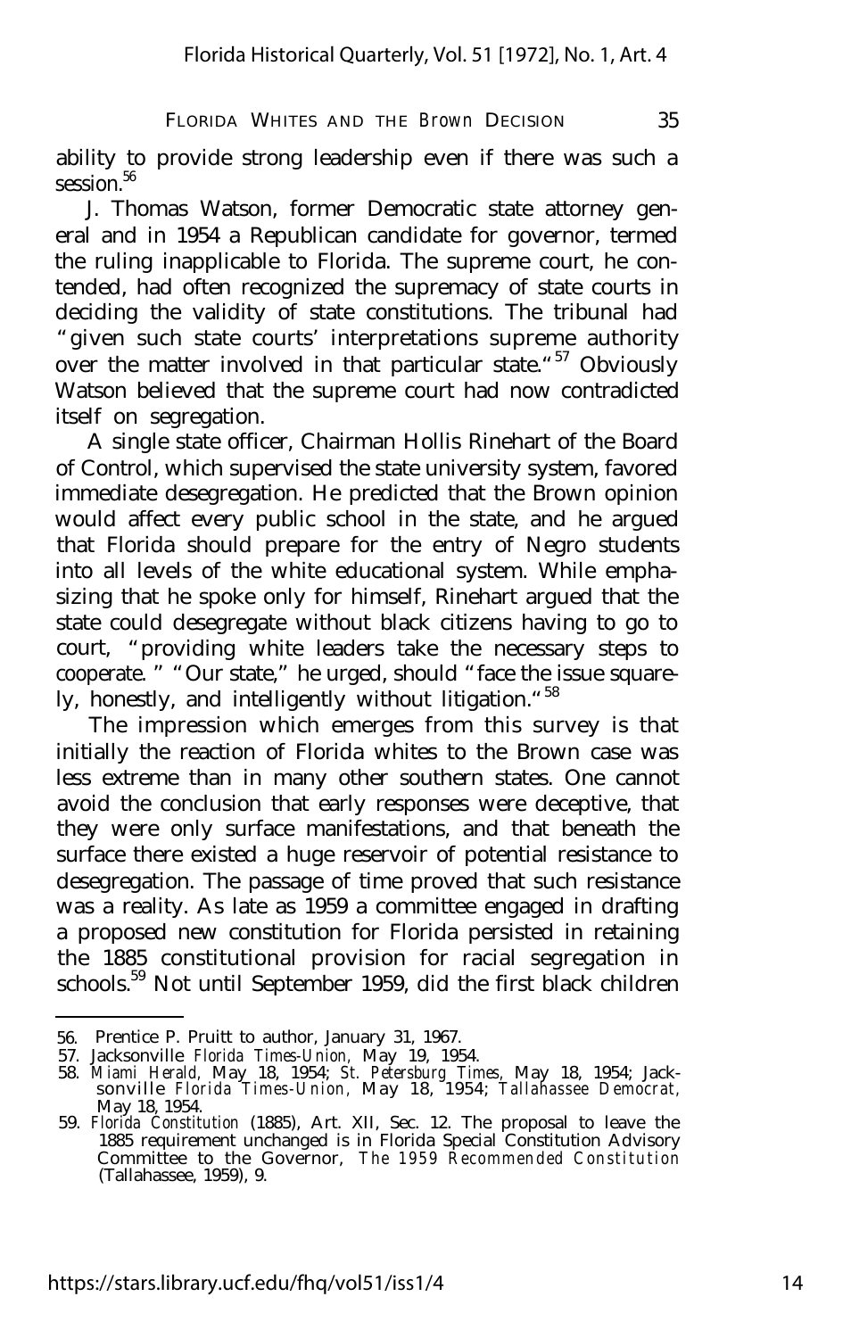ability to provide strong leadership even if there was such a session.[56]

J. Thomas Watson, former Democratic state attorney general and in 1954 a Republican candidate for governor, termed the ruling inapplicable to Florida. The supreme court, he contended, had often recognized the supremacy of state courts in deciding the validity of state constitutions. The tribunal had "given such state courts' interpretations supreme authority over the matter involved in that particular state."[57] Obviously Watson believed that the supreme court had now contradicted itself on segregation.

A single state officer, Chairman Hollis Rinehart of the Board of Control, which supervised the state university system, favored immediate desegregation. He predicted that the Brown opinion would affect every public school in the state, and he argued that Florida should prepare for the entry of Negro students into all levels of the white educational system. While emphasizing that he spoke only for himself, Rinehart argued that the state could desegregate without black citizens having to go to court, "providing white leaders take the necessary steps to cooperate." "Our state," he urged, should "face the issue squarely, honestly, and intelligently without litigation."[58]

The impression which emerges from this survey is that initially the reaction of Florida whites to the Brown case was less extreme than in many other southern states. One cannot avoid the conclusion that early responses were deceptive, that they were only surface manifestations, and that beneath the surface there existed a huge reservoir of potential resistance to desegregation. The passage of time proved that such resistance was a reality. As late as 1959 a committee engaged in drafting a proposed new constitution for Florida persisted in retaining the 1885 constitutional provision for racial segregation in schools.[59] Not until September 1959, did the first black children

---

56. Prentice P. Pruitt to author, January 31, 1967.
57. Jacksonville *Florida Times-Union*, May 19, 1954.
58. *Miami Herald*, May 18, 1954; *St. Petersburg Times*, May 18, 1954; Jacksonville *Florida Times-Union*, May 18, 1954; *Tallahassee Democrat*, May 18, 1954.
59. *Florida Constitution* (1885), Art. XII, Sec. 12. The proposal to leave the 1885 requirement unchanged is in Florida Special Constitution Advisory Committee to the Governor, *The 1959 Recommended Constitution* (Tallahassee, 1959), 9.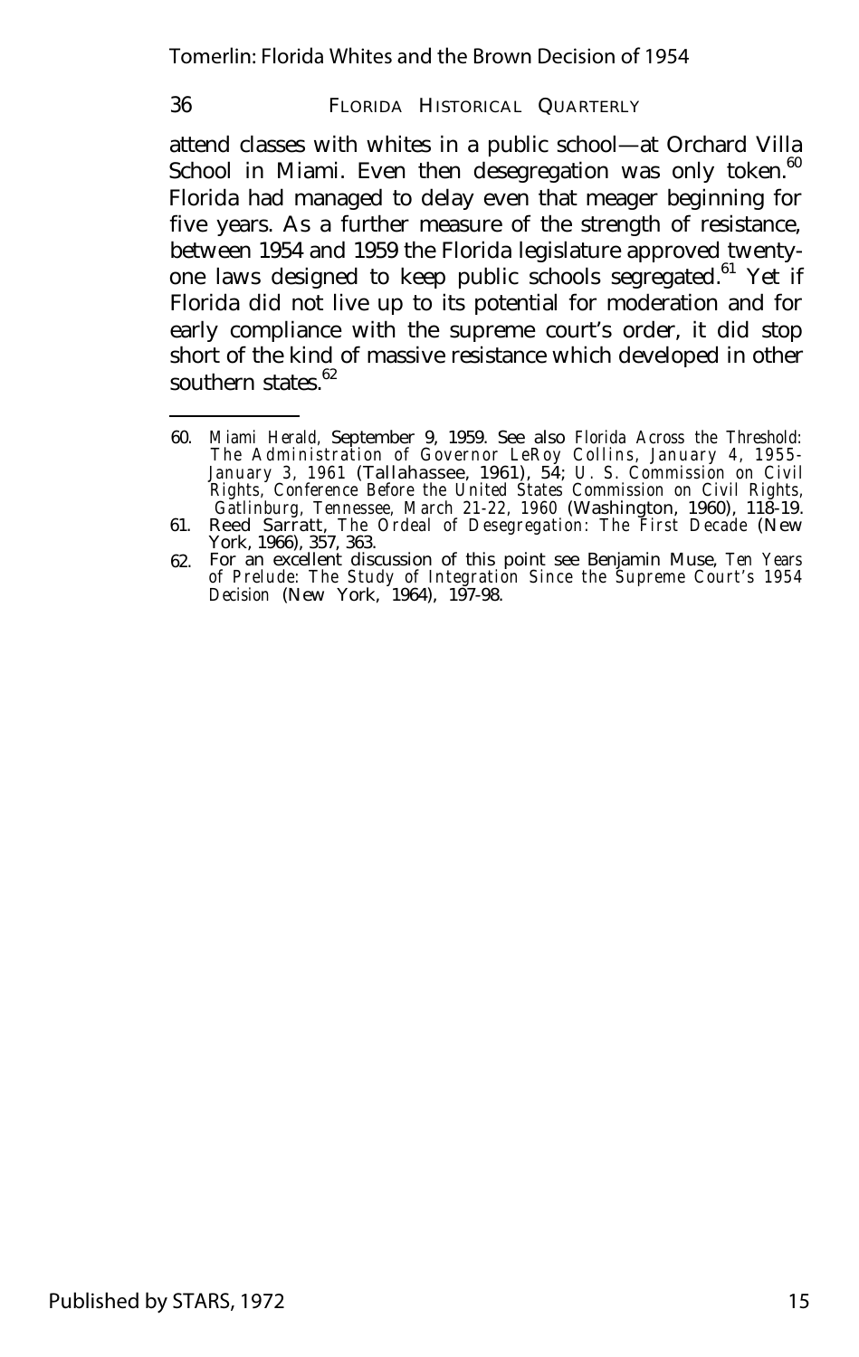attend classes with whites in a public school—at Orchard Villa School in Miami. Even then desegregation was only token.[60] Florida had managed to delay even that meager beginning for five years. As a further measure of the strength of resistance, between 1954 and 1959 the Florida legislature approved twenty-one laws designed to keep public schools segregated.[61] Yet if Florida did not live up to its potential for moderation and for early compliance with the supreme court's order, it did stop short of the kind of massive resistance which developed in other southern states.[62]

---

60. *Miami Herald*, September 9, 1959. See also *Florida Across the Threshold: The Administration of Governor LeRoy Collins, January 4, 1955-January 3, 1961* (Tallahassee, 1961), 54; *U. S. Commission on Civil Rights, Conference Before the United States Commission on Civil Rights, Gatlinburg, Tennessee, March 21-22, 1960* (Washington, 1960), 118-19.
61. Reed Sarratt, *The Ordeal of Desegregation: The First Decade* (New York, 1966), 357, 363.
62. For an excellent discussion of this point see Benjamin Muse, *Ten Years of Prelude: The Study of Integration Since the Supreme Court's 1954 Decision* (New York, 1964), 197-98.